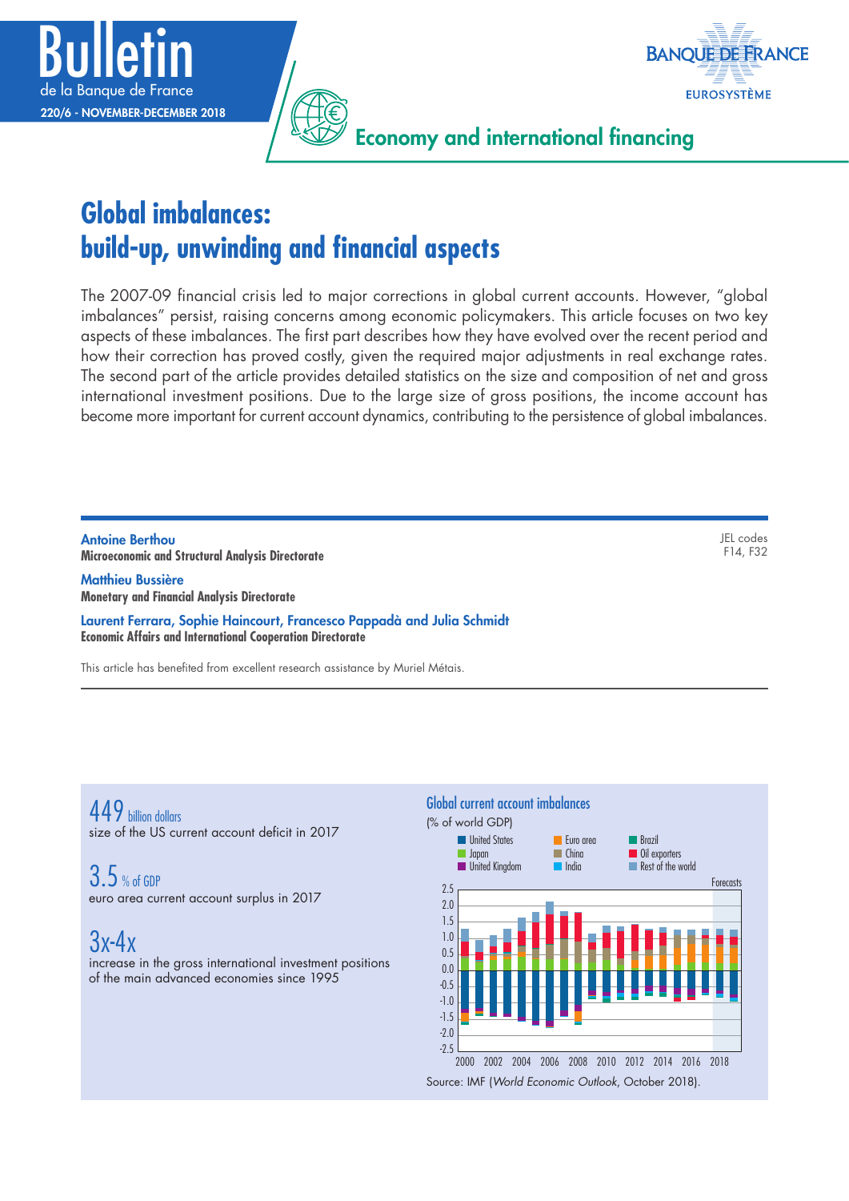# Global imbalances: build-up, unwinding and financial aspects

The 2007-09 financial crisis led to major corrections in global current accounts. However, "global imbalances" persist, raising concerns among economic policymakers. This article focuses on two key aspects of these imbalances. The first part describes how they have evolved over the recent period and how their correction has proved costly, given the required major adjustments in real exchange rates. The second part of the article provides detailed statistics on the size and composition of net and gross international investment positions. Due to the large size of gross positions, the income account has become more important for current account dynamics, contributing to the persistence of global imbalances.

**Antoine Berthou**
**Microeconomic and Structural Analysis Directorate**

**Matthieu Bussière**
**Monetary and Financial Analysis Directorate**

**Laurent Ferrara, Sophie Haincourt, Francesco Pappadà and Julia Schmidt**
**Economic Affairs and International Cooperation Directorate**

JEL codes
F14, F32

This article has benefited from excellent research assistance by Muriel Métais.

---

**449** billion dollars
size of the US current account deficit in 2017

**3.5** % of GDP
euro area current account surplus in 2017

**3x-4x**
increase in the gross international investment positions of the main advanced economies since 1995

**Global current account imbalances**
(% of world GDP)

Source: IMF (*World Economic Outlook*, October 2018).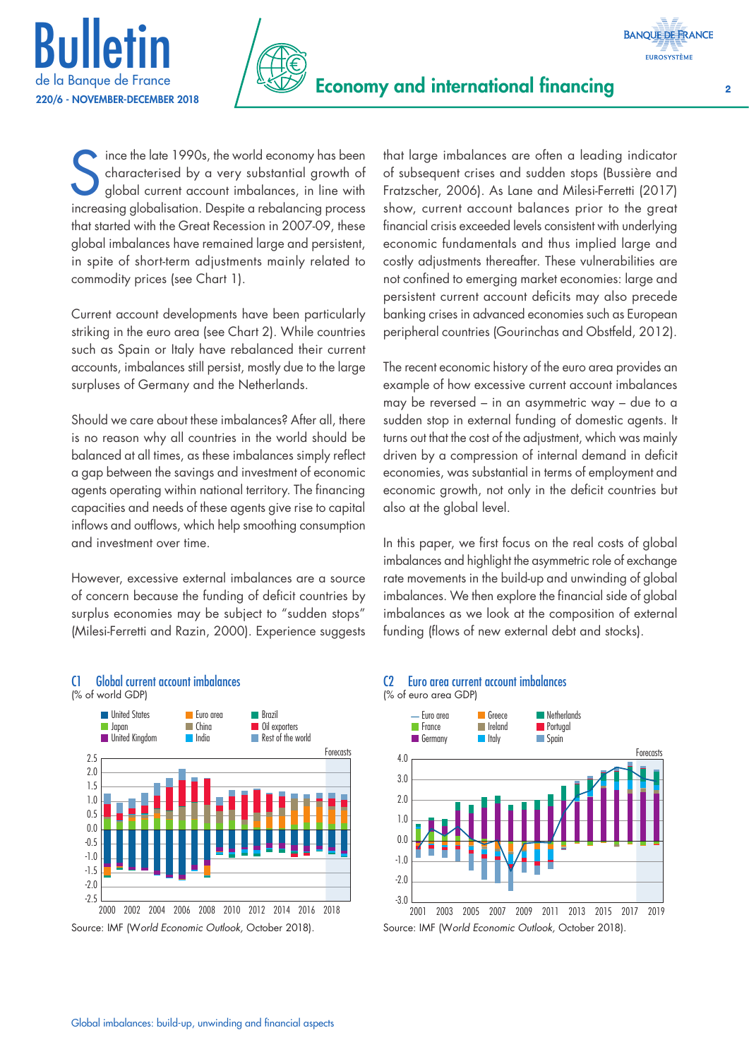Since the late 1990s, the world economy has been characterised by a very substantial growth of global current account imbalances, in line with increasing globalisation. Despite a rebalancing process that started with the Great Recession in 2007-09, these global imbalances have remained large and persistent, in spite of short-term adjustments mainly related to commodity prices (see Chart 1).

Current account developments have been particularly striking in the euro area (see Chart 2). While countries such as Spain or Italy have rebalanced their current accounts, imbalances still persist, mostly due to the large surpluses of Germany and the Netherlands.

Should we care about these imbalances? After all, there is no reason why all countries in the world should be balanced at all times, as these imbalances simply reflect a gap between the savings and investment of economic agents operating within national territory. The financing capacities and needs of these agents give rise to capital inflows and outflows, which help smoothing consumption and investment over time.

However, excessive external imbalances are a source of concern because the funding of deficit countries by surplus economies may be subject to "sudden stops" (Milesi-Ferretti and Razin, 2000). Experience suggests that large imbalances are often a leading indicator of subsequent crises and sudden stops (Bussière and Fratzscher, 2006). As Lane and Milesi-Ferretti (2017) show, current account balances prior to the great financial crisis exceeded levels consistent with underlying economic fundamentals and thus implied large and costly adjustments thereafter. These vulnerabilities are not confined to emerging market economies: large and persistent current account deficits may also precede banking crises in advanced economies such as European peripheral countries (Gourinchas and Obstfeld, 2012).

The recent economic history of the euro area provides an example of how excessive current account imbalances may be reversed – in an asymmetric way – due to a sudden stop in external funding of domestic agents. It turns out that the cost of the adjustment, which was mainly driven by a compression of internal demand in deficit economies, was substantial in terms of employment and economic growth, not only in the deficit countries but also at the global level.

In this paper, we first focus on the real costs of global imbalances and highlight the asymmetric role of exchange rate movements in the build-up and unwinding of global imbalances. We then explore the financial side of global imbalances as we look at the composition of external funding (flows of new external debt and stocks).

**C1 Global current account imbalances**
(% of world GDP)

Source: IMF (*World Economic Outlook*, October 2018).

**C2 Euro area current account imbalances**
(% of euro area GDP)

Source: IMF (*World Economic Outlook*, October 2018).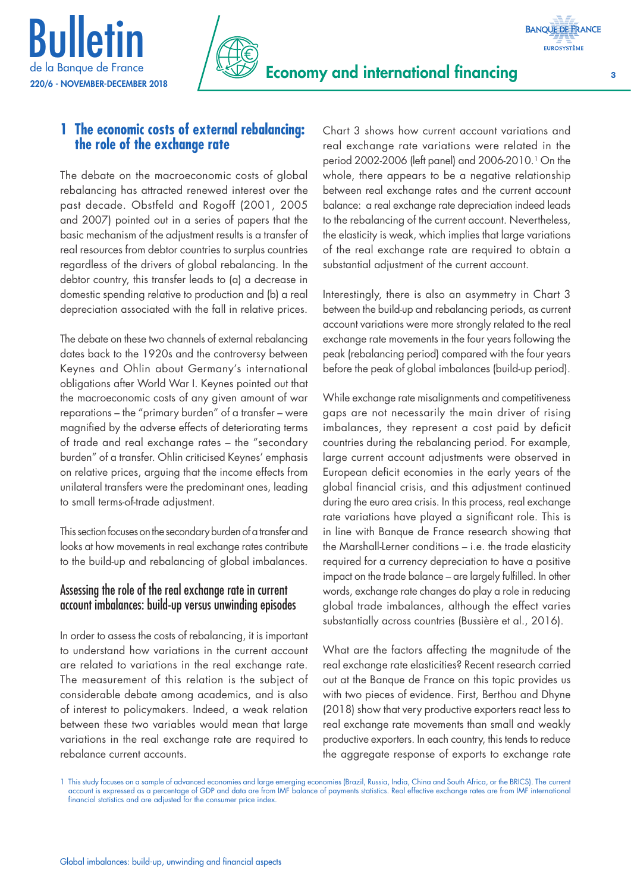## 1 The economic costs of external rebalancing: the role of the exchange rate

The debate on the macroeconomic costs of global rebalancing has attracted renewed interest over the past decade. Obstfeld and Rogoff (2001, 2005 and 2007) pointed out in a series of papers that the basic mechanism of the adjustment results is a transfer of real resources from debtor countries to surplus countries regardless of the drivers of global rebalancing. In the debtor country, this transfer leads to (a) a decrease in domestic spending relative to production and (b) a real depreciation associated with the fall in relative prices.

The debate on these two channels of external rebalancing dates back to the 1920s and the controversy between Keynes and Ohlin about Germany's international obligations after World War I. Keynes pointed out that the macroeconomic costs of any given amount of war reparations – the "primary burden" of a transfer – were magnified by the adverse effects of deteriorating terms of trade and real exchange rates – the "secondary burden" of a transfer. Ohlin criticised Keynes' emphasis on relative prices, arguing that the income effects from unilateral transfers were the predominant ones, leading to small terms-of-trade adjustment.

This section focuses on the secondary burden of a transfer and looks at how movements in real exchange rates contribute to the build-up and rebalancing of global imbalances.

### Assessing the role of the real exchange rate in current account imbalances: build-up versus unwinding episodes

In order to assess the costs of rebalancing, it is important to understand how variations in the current account are related to variations in the real exchange rate. The measurement of this relation is the subject of considerable debate among academics, and is also of interest to policymakers. Indeed, a weak relation between these two variables would mean that large variations in the real exchange rate are required to rebalance current accounts.

Chart 3 shows how current account variations and real exchange rate variations were related in the period 2002-2006 (left panel) and 2006-2010.[1] On the whole, there appears to be a negative relationship between real exchange rates and the current account balance: a real exchange rate depreciation indeed leads to the rebalancing of the current account. Nevertheless, the elasticity is weak, which implies that large variations of the real exchange rate are required to obtain a substantial adjustment of the current account.

Interestingly, there is also an asymmetry in Chart 3 between the build-up and rebalancing periods, as current account variations were more strongly related to the real exchange rate movements in the four years following the peak (rebalancing period) compared with the four years before the peak of global imbalances (build-up period).

While exchange rate misalignments and competitiveness gaps are not necessarily the main driver of rising imbalances, they represent a cost paid by deficit countries during the rebalancing period. For example, large current account adjustments were observed in European deficit economies in the early years of the global financial crisis, and this adjustment continued during the euro area crisis. In this process, real exchange rate variations have played a significant role. This is in line with Banque de France research showing that the Marshall-Lerner conditions – i.e. the trade elasticity required for a currency depreciation to have a positive impact on the trade balance – are largely fulfilled. In other words, exchange rate changes do play a role in reducing global trade imbalances, although the effect varies substantially across countries (Bussière et al., 2016).

What are the factors affecting the magnitude of the real exchange rate elasticities? Recent research carried out at the Banque de France on this topic provides us with two pieces of evidence. First, Berthou and Dhyne (2018) show that very productive exporters react less to real exchange rate movements than small and weakly productive exporters. In each country, this tends to reduce the aggregate response of exports to exchange rate

1 This study focuses on a sample of advanced economies and large emerging economies (Brazil, Russia, India, China and South Africa, or the BRICS). The current account is expressed as a percentage of GDP and data are from IMF balance of payments statistics. Real effective exchange rates are from IMF international financial statistics and are adjusted for the consumer price index.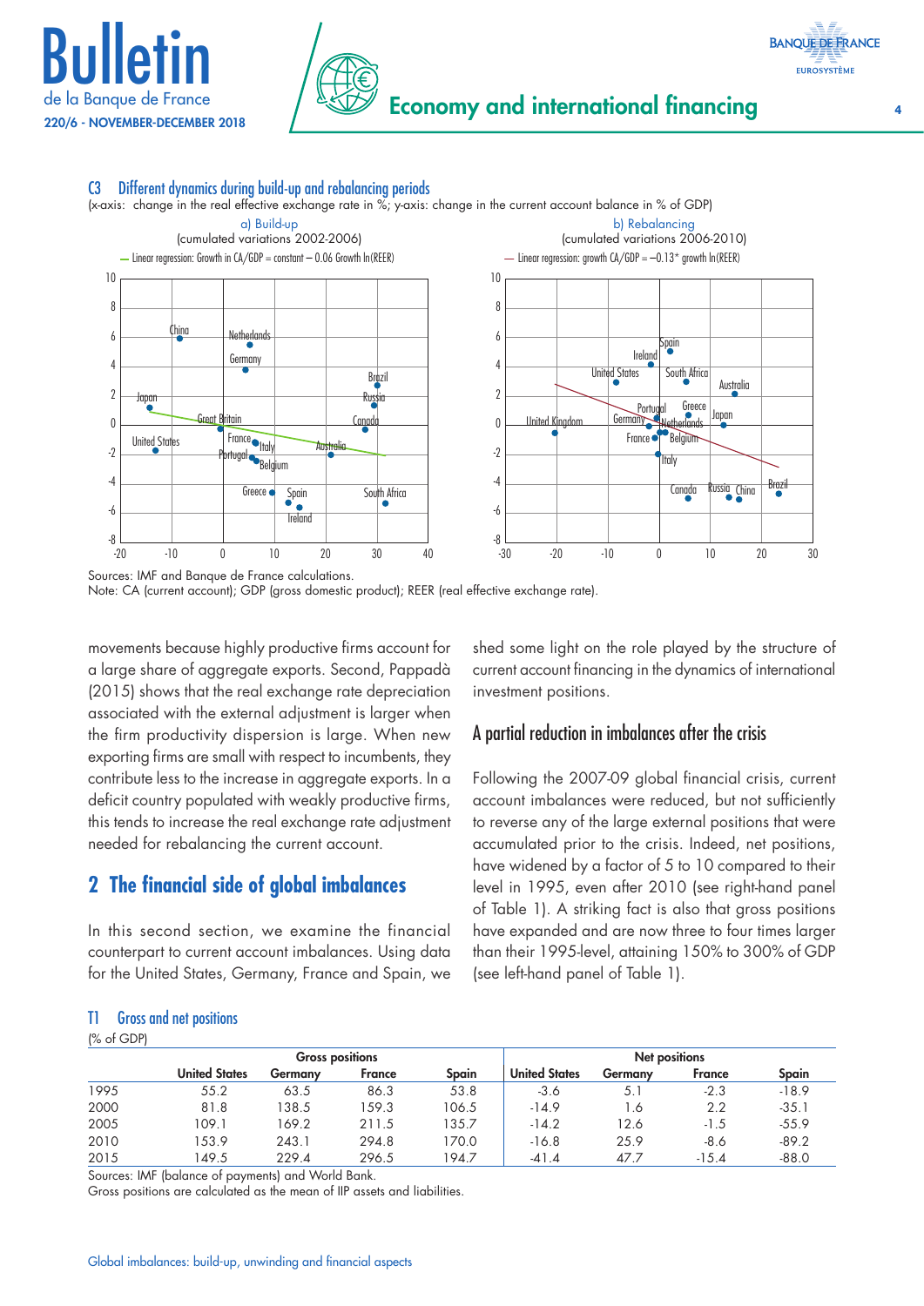### C3 Different dynamics during build-up and rebalancing periods

(x-axis: change in the real effective exchange rate in %; y-axis: change in the current account balance in % of GDP)

a) Build-up
(cumulated variations 2002-2006)

— Linear regression: Growth in CA/GDP = constant – 0.06 Growth ln(REER)

b) Rebalancing
(cumulated variations 2006-2010)

— Linear regression: growth CA/GDP = –0.13* growth ln(REER)

Sources: IMF and Banque de France calculations.
Note: CA (current account); GDP (gross domestic product); REER (real effective exchange rate).

movements because highly productive firms account for a large share of aggregate exports. Second, Pappadà (2015) shows that the real exchange rate depreciation associated with the external adjustment is larger when the firm productivity dispersion is large. When new exporting firms are small with respect to incumbents, they contribute less to the increase in aggregate exports. In a deficit country populated with weakly productive firms, this tends to increase the real exchange rate adjustment needed for rebalancing the current account.

## 2 The financial side of global imbalances

In this second section, we examine the financial counterpart to current account imbalances. Using data for the United States, Germany, France and Spain, we shed some light on the role played by the structure of current account financing in the dynamics of international investment positions.

### A partial reduction in imbalances after the crisis

Following the 2007-09 global financial crisis, current account imbalances were reduced, but not sufficiently to reverse any of the large external positions that were accumulated prior to the crisis. Indeed, net positions, have widened by a factor of 5 to 10 compared to their level in 1995, even after 2010 (see right-hand panel of Table 1). A striking fact is also that gross positions have expanded and are now three to four times larger than their 1995-level, attaining 150% to 300% of GDP (see left-hand panel of Table 1).

### T1 Gross and net positions

(% of GDP)

| | Gross positions | | | | Net positions | | | |
|---|---|---|---|---|---|---|---|---|
| | United States | Germany | France | Spain | United States | Germany | France | Spain |
| 1995 | 55.2 | 63.5 | 86.3 | 53.8 | -3.6 | 5.1 | -2.3 | -18.9 |
| 2000 | 81.8 | 138.5 | 159.3 | 106.5 | -14.9 | 1.6 | 2.2 | -35.1 |
| 2005 | 109.1 | 169.2 | 211.5 | 135.7 | -14.2 | 12.6 | -1.5 | -55.9 |
| 2010 | 153.9 | 243.1 | 294.8 | 170.0 | -16.8 | 25.9 | -8.6 | -89.2 |
| 2015 | 149.5 | 229.4 | 296.5 | 194.7 | -41.4 | 47.7 | -15.4 | -88.0 |

Sources: IMF (balance of payments) and World Bank.
Gross positions are calculated as the mean of IIP assets and liabilities.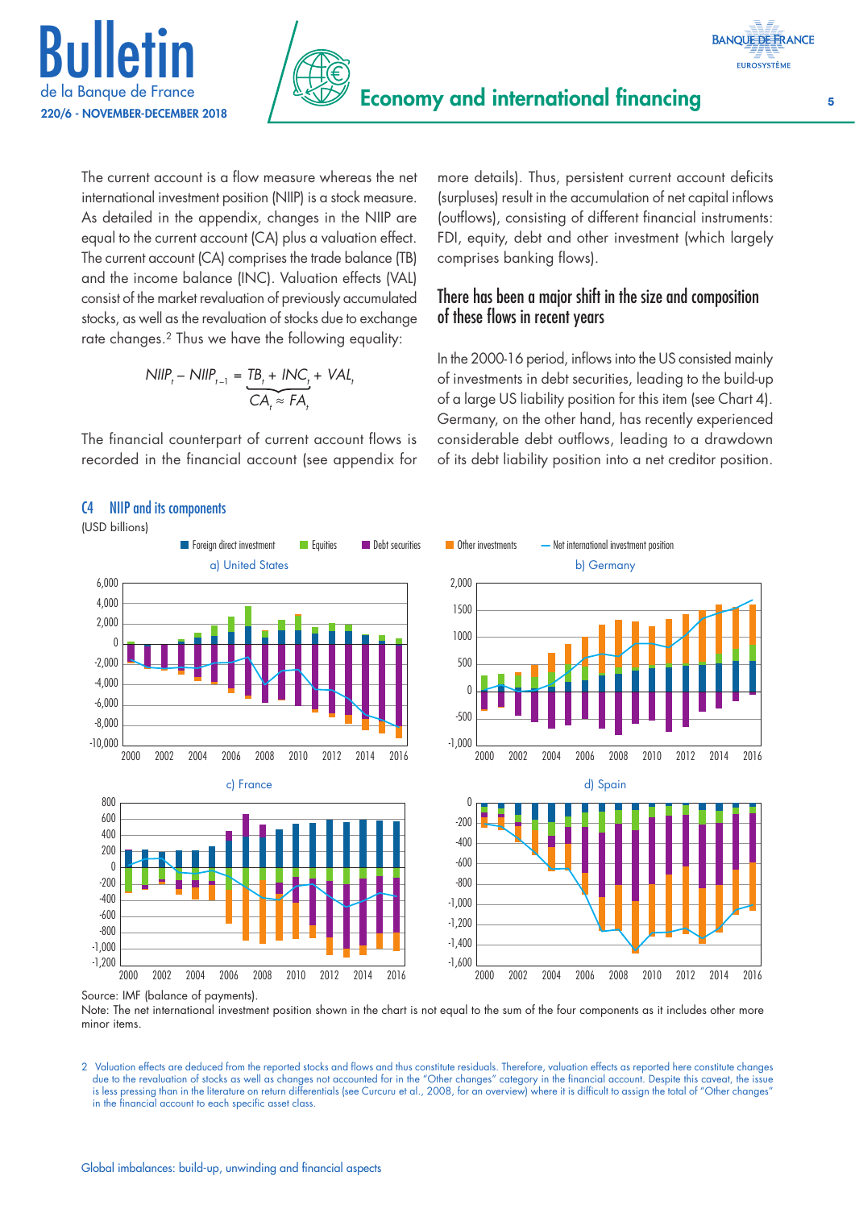The current account is a flow measure whereas the net international investment position (NIIP) is a stock measure. As detailed in the appendix, changes in the NIIP are equal to the current account (CA) plus a valuation effect. The current account (CA) comprises the trade balance (TB) and the income balance (INC). Valuation effects (VAL) consist of the market revaluation of previously accumulated stocks, as well as the revaluation of stocks due to exchange rate changes.[2] Thus we have the following equality:

$$NIIP_t - NIIP_{t-1} = \underbrace{TB_t + INC_t}_{CA_t \approx FA_t} + VAL_t$$

The financial counterpart of current account flows is recorded in the financial account (see appendix for more details). Thus, persistent current account deficits (surpluses) result in the accumulation of net capital inflows (outflows), consisting of different financial instruments: FDI, equity, debt and other investment (which largely comprises banking flows).

## There has been a major shift in the size and composition of these flows in recent years

In the 2000-16 period, inflows into the US consisted mainly of investments in debt securities, leading to the build-up of a large US liability position for this item (see Chart 4). Germany, on the other hand, has recently experienced considerable debt outflows, leading to a drawdown of its debt liability position into a net creditor position.

C4 NIIP and its components

(USD billions)

Source: IMF (balance of payments).

Note: The net international investment position shown in the chart is not equal to the sum of the four components as it includes other more minor items.

2 Valuation effects are deduced from the reported stocks and flows and thus constitute residuals. Therefore, valuation effects as reported here constitute changes due to the revaluation of stocks as well as changes not accounted for in the "Other changes" category in the financial account. Despite this caveat, the issue is less pressing than in the literature on return differentials (see Curcuru et al., 2008, for an overview) where it is difficult to assign the total of "Other changes" in the financial account to each specific asset class.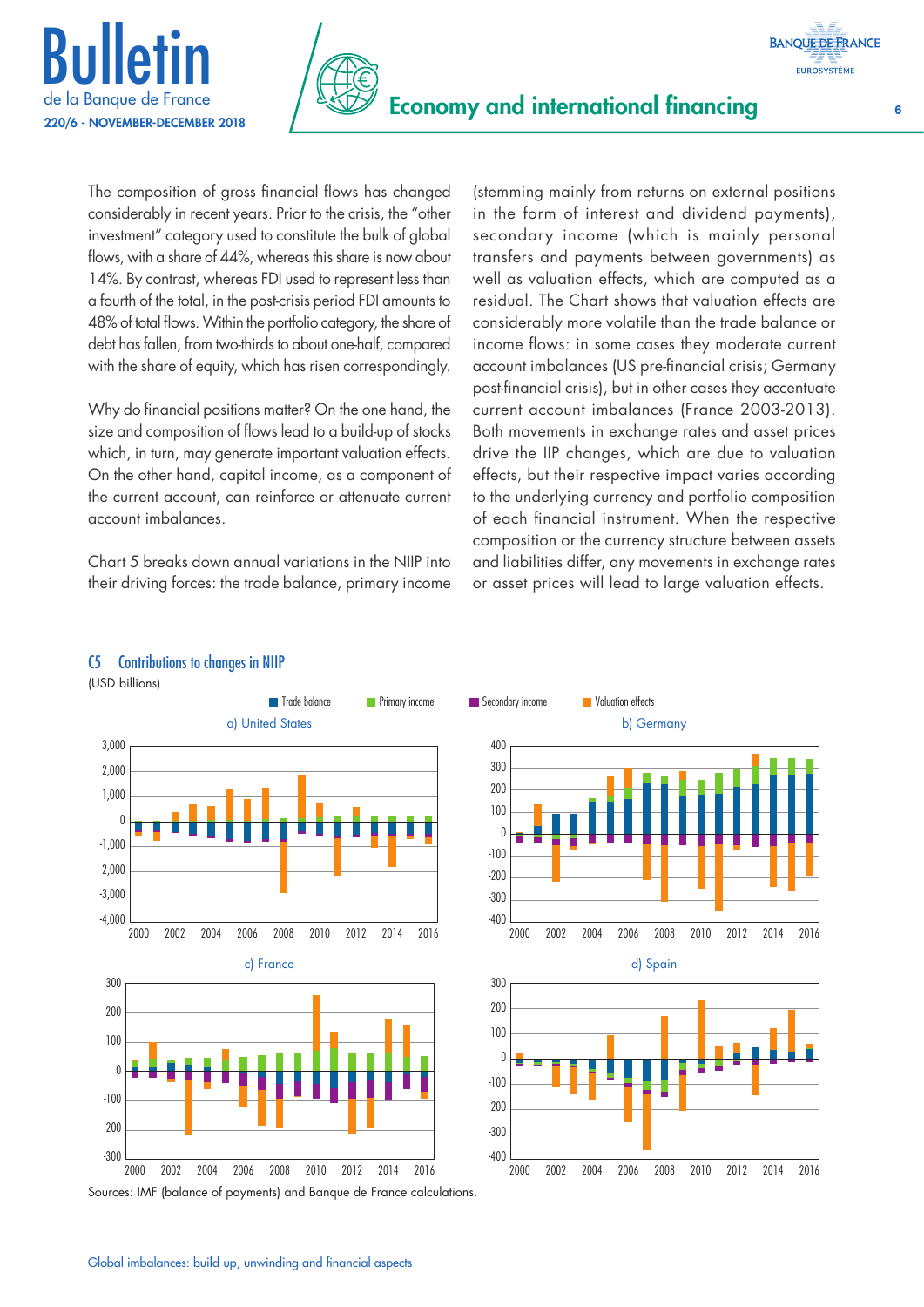The composition of gross financial flows has changed considerably in recent years. Prior to the crisis, the "other investment" category used to constitute the bulk of global flows, with a share of 44%, whereas this share is now about 14%. By contrast, whereas FDI used to represent less than a fourth of the total, in the post-crisis period FDI amounts to 48% of total flows. Within the portfolio category, the share of debt has fallen, from two-thirds to about one-half, compared with the share of equity, which has risen correspondingly.

Why do financial positions matter? On the one hand, the size and composition of flows lead to a build-up of stocks which, in turn, may generate important valuation effects. On the other hand, capital income, as a component of the current account, can reinforce or attenuate current account imbalances.

Chart 5 breaks down annual variations in the NIIP into their driving forces: the trade balance, primary income (stemming mainly from returns on external positions in the form of interest and dividend payments), secondary income (which is mainly personal transfers and payments between governments) as well as valuation effects, which are computed as a residual. The Chart shows that valuation effects are considerably more volatile than the trade balance or income flows: in some cases they moderate current account imbalances (US pre-financial crisis; Germany post-financial crisis), but in other cases they accentuate current account imbalances (France 2003-2013). Both movements in exchange rates and asset prices drive the IIP changes, which are due to valuation effects, but their respective impact varies according to the underlying currency and portfolio composition of each financial instrument. When the respective composition or the currency structure between assets and liabilities differ, any movements in exchange rates or asset prices will lead to large valuation effects.

**C5 Contributions to changes in NIIP**

(USD billions)

Trade balance | Primary income | Secondary income | Valuation effects

a) United States

b) Germany

c) France

d) Spain

Sources: IMF (balance of payments) and Banque de France calculations.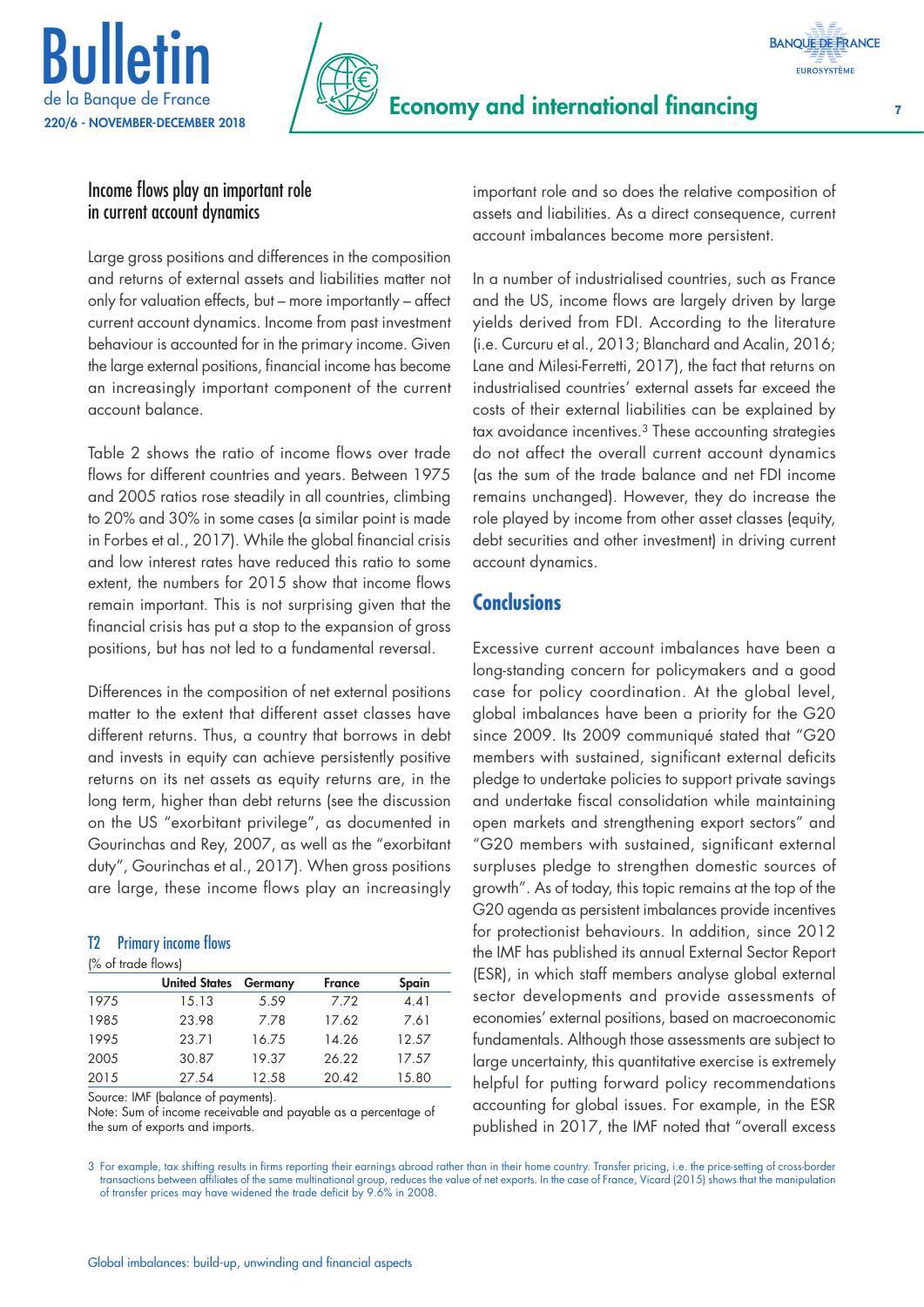## Income flows play an important role in current account dynamics

Large gross positions and differences in the composition and returns of external assets and liabilities matter not only for valuation effects, but – more importantly – affect current account dynamics. Income from past investment behaviour is accounted for in the primary income. Given the large external positions, financial income has become an increasingly important component of the current account balance.

Table 2 shows the ratio of income flows over trade flows for different countries and years. Between 1975 and 2005 ratios rose steadily in all countries, climbing to 20% and 30% in some cases (a similar point is made in Forbes et al., 2017). While the global financial crisis and low interest rates have reduced this ratio to some extent, the numbers for 2015 show that income flows remain important. This is not surprising given that the financial crisis has put a stop to the expansion of gross positions, but has not led to a fundamental reversal.

Differences in the composition of net external positions matter to the extent that different asset classes have different returns. Thus, a country that borrows in debt and invests in equity can achieve persistently positive returns on its net assets as equity returns are, in the long term, higher than debt returns (see the discussion on the US "exorbitant privilege", as documented in Gourinchas and Rey, 2007, as well as the "exorbitant duty", Gourinchas et al., 2017). When gross positions are large, these income flows play an increasingly important role and so does the relative composition of assets and liabilities. As a direct consequence, current account imbalances become more persistent.

**T2 Primary income flows**

(% of trade flows)

| | United States | Germany | France | Spain |
|---|---|---|---|---|
| 1975 | 15.13 | 5.59 | 7.72 | 4.41 |
| 1985 | 23.98 | 7.78 | 17.62 | 7.61 |
| 1995 | 23.71 | 16.75 | 14.26 | 12.57 |
| 2005 | 30.87 | 19.37 | 26.22 | 17.57 |
| 2015 | 27.54 | 12.58 | 20.42 | 15.80 |

Source: IMF (balance of payments).
Note: Sum of income receivable and payable as a percentage of the sum of exports and imports.

In a number of industrialised countries, such as France and the US, income flows are largely driven by large yields derived from FDI. According to the literature (i.e. Curcuru et al., 2013; Blanchard and Acalin, 2016; Lane and Milesi-Ferretti, 2017), the fact that returns on industrialised countries' external assets far exceed the costs of their external liabilities can be explained by tax avoidance incentives.[3] These accounting strategies do not affect the overall current account dynamics (as the sum of the trade balance and net FDI income remains unchanged). However, they do increase the role played by income from other asset classes (equity, debt securities and other investment) in driving current account dynamics.

## Conclusions

Excessive current account imbalances have been a long-standing concern for policymakers and a good case for policy coordination. At the global level, global imbalances have been a priority for the G20 since 2009. Its 2009 communiqué stated that "G20 members with sustained, significant external deficits pledge to undertake policies to support private savings and undertake fiscal consolidation while maintaining open markets and strengthening export sectors" and "G20 members with sustained, significant external surpluses pledge to strengthen domestic sources of growth". As of today, this topic remains at the top of the G20 agenda as persistent imbalances provide incentives for protectionist behaviours. In addition, since 2012 the IMF has published its annual External Sector Report (ESR), in which staff members analyse global external sector developments and provide assessments of economies' external positions, based on macroeconomic fundamentals. Although those assessments are subject to large uncertainty, this quantitative exercise is extremely helpful for putting forward policy recommendations accounting for global issues. For example, in the ESR published in 2017, the IMF noted that "overall excess

3 For example, tax shifting results in firms reporting their earnings abroad rather than in their home country. Transfer pricing, i.e. the price-setting of cross-border transactions between affiliates of the same multinational group, reduces the value of net exports. In the case of France, Vicard (2015) shows that the manipulation of transfer prices may have widened the trade deficit by 9.6% in 2008.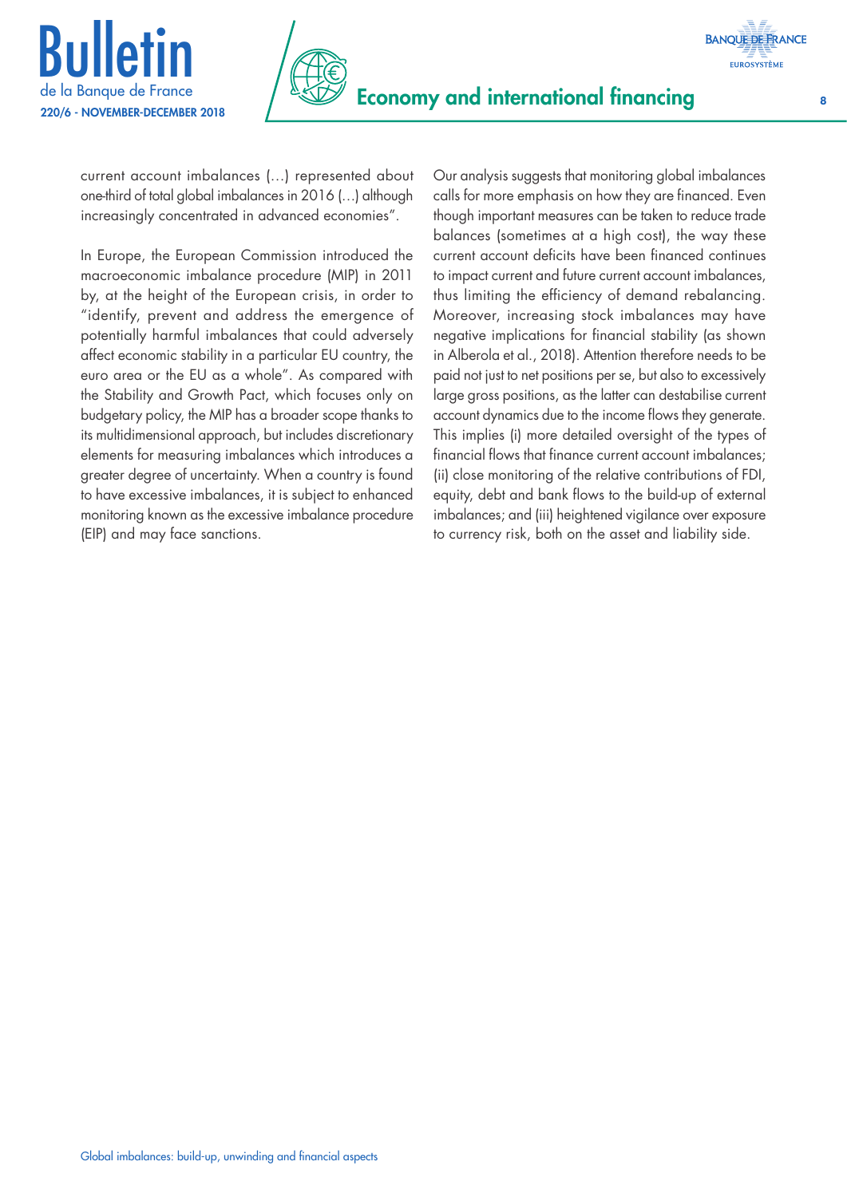current account imbalances (…) represented about one-third of total global imbalances in 2016 (…) although increasingly concentrated in advanced economies".

In Europe, the European Commission introduced the macroeconomic imbalance procedure (MIP) in 2011 by, at the height of the European crisis, in order to "identify, prevent and address the emergence of potentially harmful imbalances that could adversely affect economic stability in a particular EU country, the euro area or the EU as a whole". As compared with the Stability and Growth Pact, which focuses only on budgetary policy, the MIP has a broader scope thanks to its multidimensional approach, but includes discretionary elements for measuring imbalances which introduces a greater degree of uncertainty. When a country is found to have excessive imbalances, it is subject to enhanced monitoring known as the excessive imbalance procedure (EIP) and may face sanctions.

Our analysis suggests that monitoring global imbalances calls for more emphasis on how they are financed. Even though important measures can be taken to reduce trade balances (sometimes at a high cost), the way these current account deficits have been financed continues to impact current and future current account imbalances, thus limiting the efficiency of demand rebalancing. Moreover, increasing stock imbalances may have negative implications for financial stability (as shown in Alberola et al., 2018). Attention therefore needs to be paid not just to net positions per se, but also to excessively large gross positions, as the latter can destabilise current account dynamics due to the income flows they generate. This implies (i) more detailed oversight of the types of financial flows that finance current account imbalances; (ii) close monitoring of the relative contributions of FDI, equity, debt and bank flows to the build-up of external imbalances; and (iii) heightened vigilance over exposure to currency risk, both on the asset and liability side.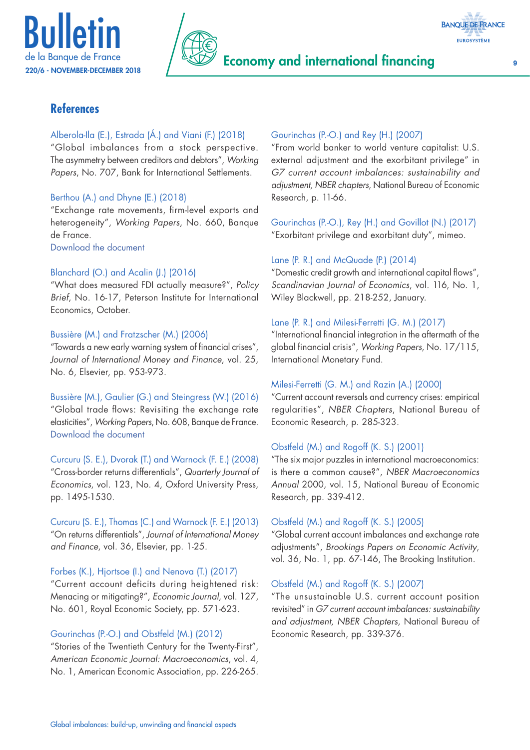## References

Alberola-Ila (E.), Estrada (Á.) and Viani (F.) (2018)
"Global imbalances from a stock perspective. The asymmetry between creditors and debtors", *Working Papers*, No. 707, Bank for International Settlements.

Berthou (A.) and Dhyne (E.) (2018)
"Exchange rate movements, firm-level exports and heterogeneity", *Working Papers*, No. 660, Banque de France.
Download the document

Blanchard (O.) and Acalin (J.) (2016)
"What does measured FDI actually measure?", *Policy Brief*, No. 16-17, Peterson Institute for International Economics, October.

Bussière (M.) and Fratzscher (M.) (2006)
"Towards a new early warning system of financial crises", *Journal of International Money and Finance*, vol. 25, No. 6, Elsevier, pp. 953-973.

Bussière (M.), Gaulier (G.) and Steingress (W.) (2016)
"Global trade flows: Revisiting the exchange rate elasticities", *Working Papers*, No. 608, Banque de France.
Download the document

Curcuru (S. E.), Dvorak (T.) and Warnock (F. E.) (2008)
"Cross-border returns differentials", *Quarterly Journal of Economics*, vol. 123, No. 4, Oxford University Press, pp. 1495-1530.

Curcuru (S. E.), Thomas (C.) and Warnock (F. E.) (2013)
"On returns differentials", *Journal of International Money and Finance*, vol. 36, Elsevier, pp. 1-25.

Forbes (K.), Hjortsoe (I.) and Nenova (T.) (2017)
"Current account deficits during heightened risk: Menacing or mitigating?", *Economic Journal*, vol. 127, No. 601, Royal Economic Society, pp. 571-623.

Gourinchas (P.-O.) and Obstfeld (M.) (2012)
"Stories of the Twentieth Century for the Twenty-First", *American Economic Journal: Macroeconomics*, vol. 4, No. 1, American Economic Association, pp. 226-265.

Gourinchas (P.-O.) and Rey (H.) (2007)
"From world banker to world venture capitalist: U.S. external adjustment and the exorbitant privilege" in *G7 current account imbalances: sustainability and adjustment, NBER chapters*, National Bureau of Economic Research, p. 11-66.

Gourinchas (P.-O.), Rey (H.) and Govillot (N.) (2017)
"Exorbitant privilege and exorbitant duty", mimeo.

Lane (P. R.) and McQuade (P.) (2014)
"Domestic credit growth and international capital flows", *Scandinavian Journal of Economics*, vol. 116, No. 1, Wiley Blackwell, pp. 218-252, January.

Lane (P. R.) and Milesi-Ferretti (G. M.) (2017)
"International financial integration in the aftermath of the global financial crisis", *Working Papers*, No. 17/115, International Monetary Fund.

Milesi-Ferretti (G. M.) and Razin (A.) (2000)
"Current account reversals and currency crises: empirical regularities", *NBER Chapters*, National Bureau of Economic Research, p. 285-323.

Obstfeld (M.) and Rogoff (K. S.) (2001)
"The six major puzzles in international macroeconomics: is there a common cause?", *NBER Macroeconomics Annual* 2000, vol. 15, National Bureau of Economic Research, pp. 339-412.

Obstfeld (M.) and Rogoff (K. S.) (2005)
"Global current account imbalances and exchange rate adjustments", *Brookings Papers on Economic Activity*, vol. 36, No. 1, pp. 67-146, The Brooking Institution.

Obstfeld (M.) and Rogoff (K. S.) (2007)
"The unsustainable U.S. current account position revisited" in *G7 current account imbalances: sustainability and adjustment, NBER Chapters*, National Bureau of Economic Research, pp. 339-376.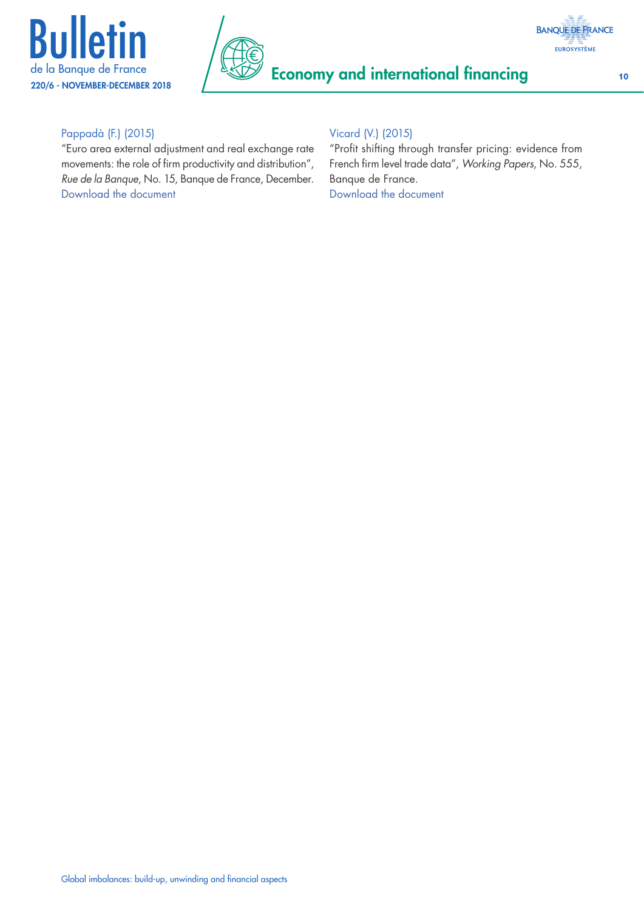Pappadà (F.) (2015)
"Euro area external adjustment and real exchange rate movements: the role of firm productivity and distribution", *Rue de la Banque*, No. 15, Banque de France, December.
Download the document

Vicard (V.) (2015)
"Profit shifting through transfer pricing: evidence from French firm level trade data", *Working Papers*, No. 555, Banque de France.
Download the document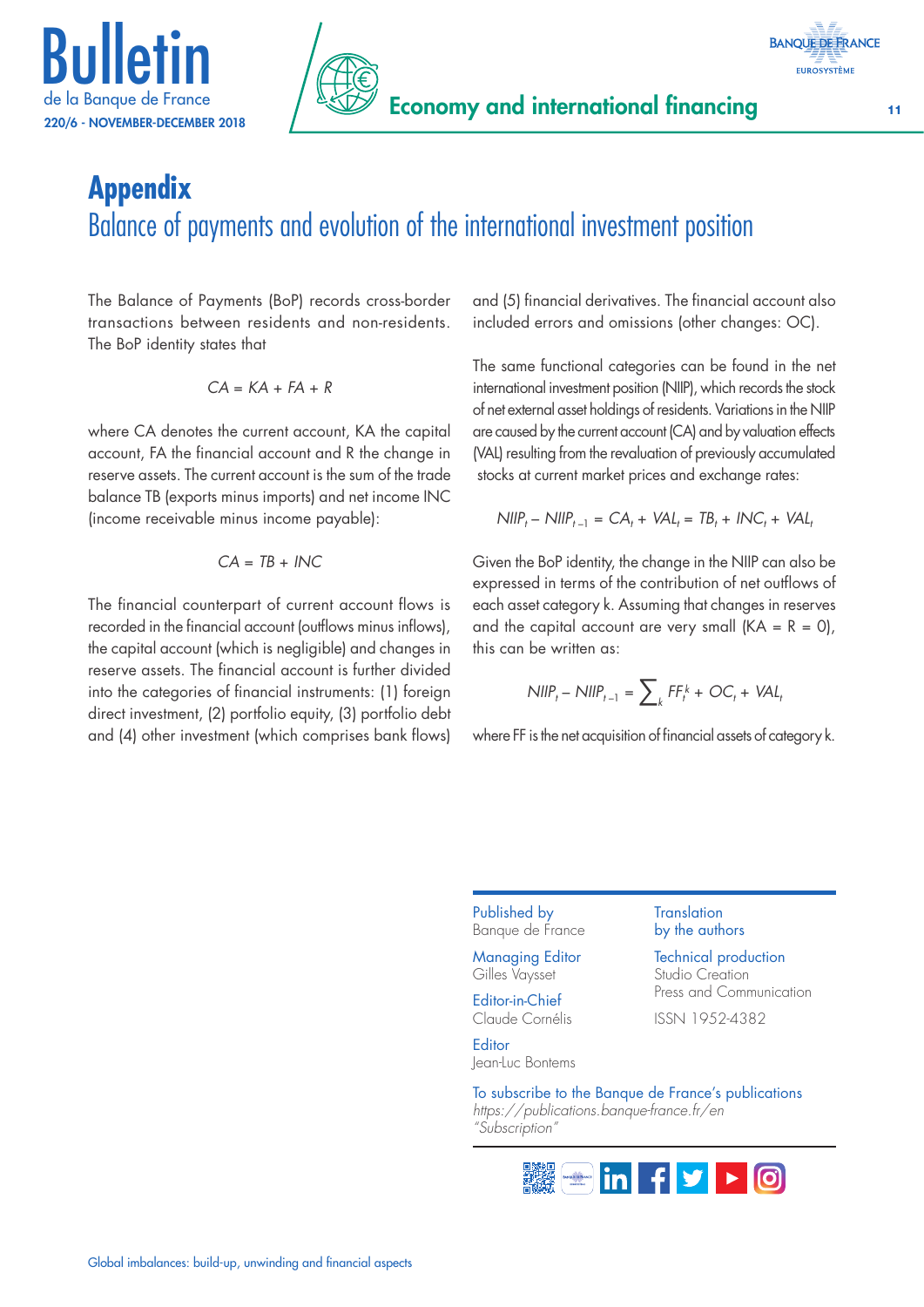# Appendix

## Balance of payments and evolution of the international investment position

The Balance of Payments (BoP) records cross-border transactions between residents and non-residents. The BoP identity states that

$$CA = KA + FA + R$$

where CA denotes the current account, KA the capital account, FA the financial account and R the change in reserve assets. The current account is the sum of the trade balance TB (exports minus imports) and net income INC (income receivable minus income payable):

$$CA = TB + INC$$

The financial counterpart of current account flows is recorded in the financial account (outflows minus inflows), the capital account (which is negligible) and changes in reserve assets. The financial account is further divided into the categories of financial instruments: (1) foreign direct investment, (2) portfolio equity, (3) portfolio debt and (4) other investment (which comprises bank flows) and (5) financial derivatives. The financial account also included errors and omissions (other changes: OC).

The same functional categories can be found in the net international investment position (NIIP), which records the stock of net external asset holdings of residents. Variations in the NIIP are caused by the current account (CA) and by valuation effects (VAL) resulting from the revaluation of previously accumulated stocks at current market prices and exchange rates:

$$NIIP_t - NIIP_{t-1} = CA_t + VAL_t = TB_t + INC_t + VAL_t$$

Given the BoP identity, the change in the NIIP can also be expressed in terms of the contribution of net outflows of each asset category k. Assuming that changes in reserves and the capital account are very small (KA = R = 0), this can be written as:

$$NIIP_t - NIIP_{t-1} = \sum_k FF_t^k + OC_t + VAL_t$$

where FF is the net acquisition of financial assets of category k.

Published by
Banque de France

Managing Editor
Gilles Vaysset

Editor-in-Chief
Claude Cornélis

Editor
Jean-Luc Bontems

Translation
by the authors

Technical production
Studio Creation
Press and Communication

ISSN 1952-4382

To subscribe to the Banque de France's publications
*https://publications.banque-france.fr/en*
*"Subscription"*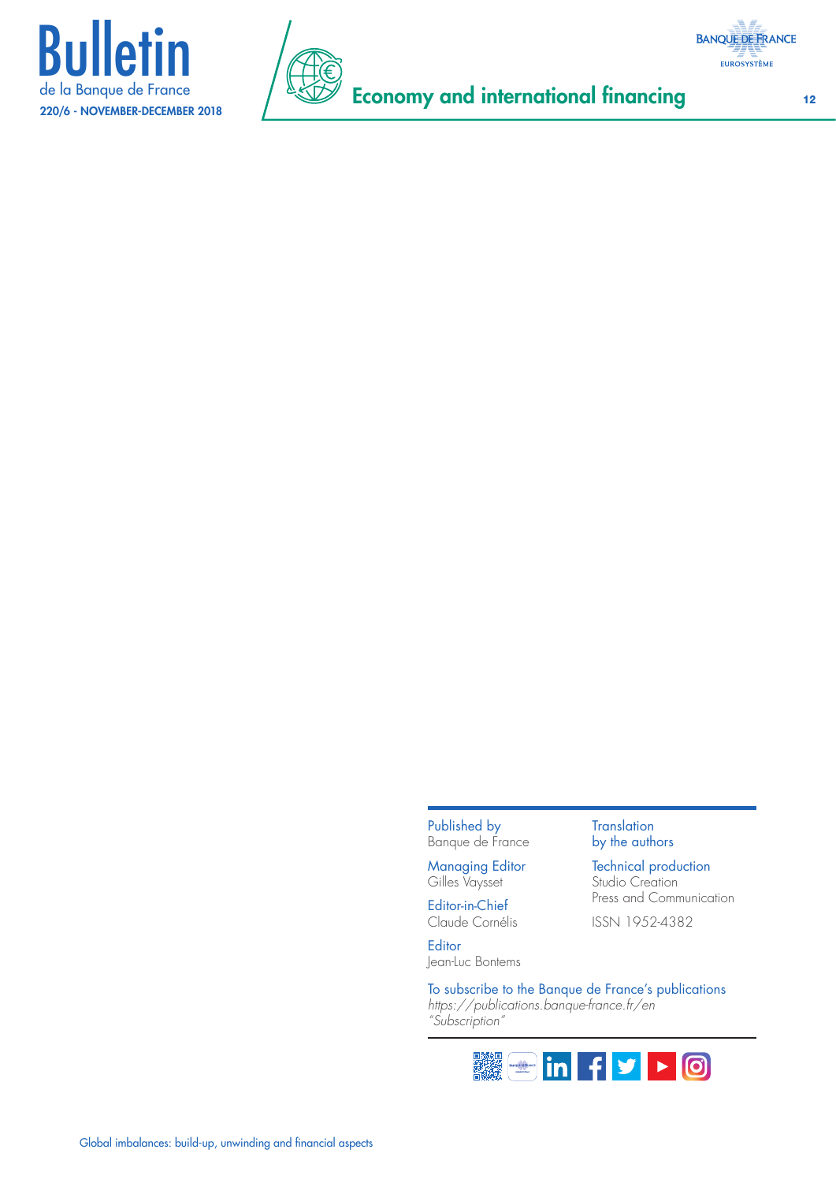Published by
Banque de France

Managing Editor
Gilles Vaysset

Editor-in-Chief
Claude Cornélis

Editor
Jean-Luc Bontems

Translation
by the authors

Technical production
Studio Creation
Press and Communication

ISSN 1952-4382

To subscribe to the Banque de France's publications
*https://publications.banque-france.fr/en*
*"Subscription"*